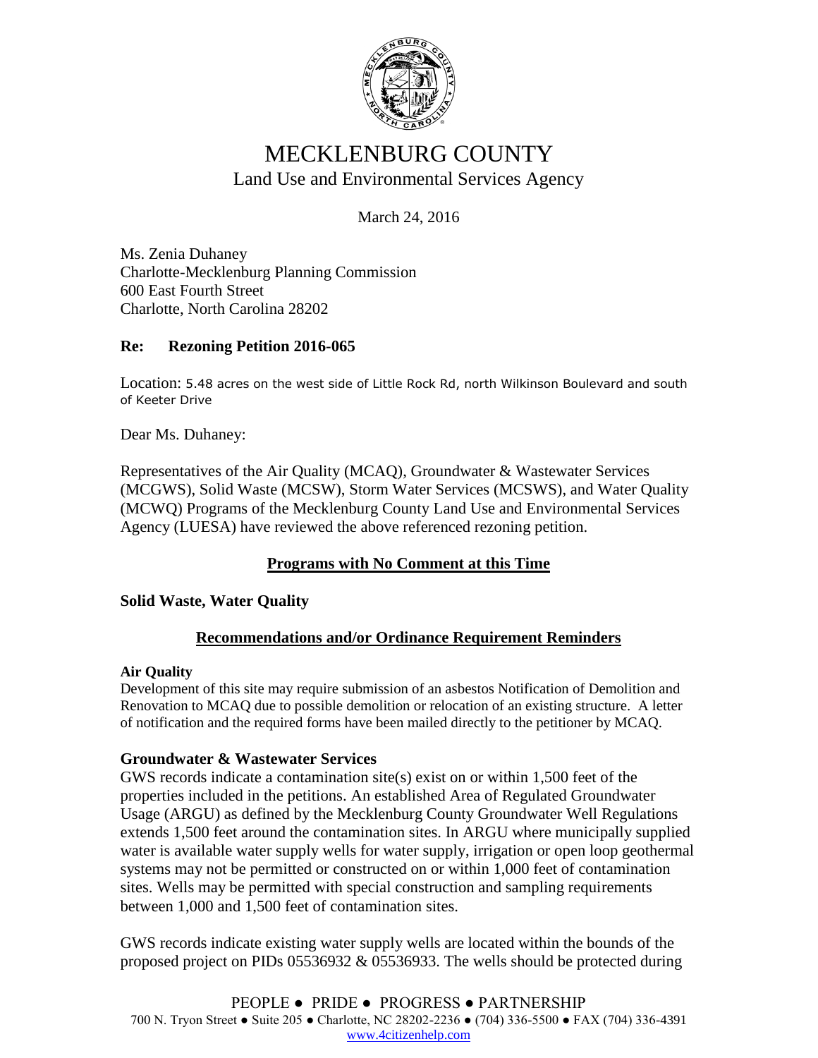# MECKLENBURG COUNTY

## Land Use and Environmental Services Agency

March 24, 2016

Ms. Zenia Duhaney
Charlotte-Mecklenburg Planning Commission
600 East Fourth Street
Charlotte, North Carolina 28202

**Re: Rezoning Petition 2016-065**

Location: 5.48 acres on the west side of Little Rock Rd, north Wilkinson Boulevard and south of Keeter Drive

Dear Ms. Duhaney:

Representatives of the Air Quality (MCAQ), Groundwater & Wastewater Services (MCGWS), Solid Waste (MCSW), Storm Water Services (MCSWS), and Water Quality (MCWQ) Programs of the Mecklenburg County Land Use and Environmental Services Agency (LUESA) have reviewed the above referenced rezoning petition.

### Programs with No Comment at this Time

**Solid Waste, Water Quality**

### Recommendations and/or Ordinance Requirement Reminders

**Air Quality**

Development of this site may require submission of an asbestos Notification of Demolition and Renovation to MCAQ due to possible demolition or relocation of an existing structure. A letter of notification and the required forms have been mailed directly to the petitioner by MCAQ.

**Groundwater & Wastewater Services**

GWS records indicate a contamination site(s) exist on or within 1,500 feet of the properties included in the petitions. An established Area of Regulated Groundwater Usage (ARGU) as defined by the Mecklenburg County Groundwater Well Regulations extends 1,500 feet around the contamination sites. In ARGU where municipally supplied water is available water supply wells for water supply, irrigation or open loop geothermal systems may not be permitted or constructed on or within 1,000 feet of contamination sites. Wells may be permitted with special construction and sampling requirements between 1,000 and 1,500 feet of contamination sites.

GWS records indicate existing water supply wells are located within the bounds of the proposed project on PIDs 05536932 & 05536933. The wells should be protected during

PEOPLE ● PRIDE ● PROGRESS ● PARTNERSHIP
700 N. Tryon Street ● Suite 205 ● Charlotte, NC 28202-2236 ● (704) 336-5500 ● FAX (704) 336-4391
www.4citizenhelp.com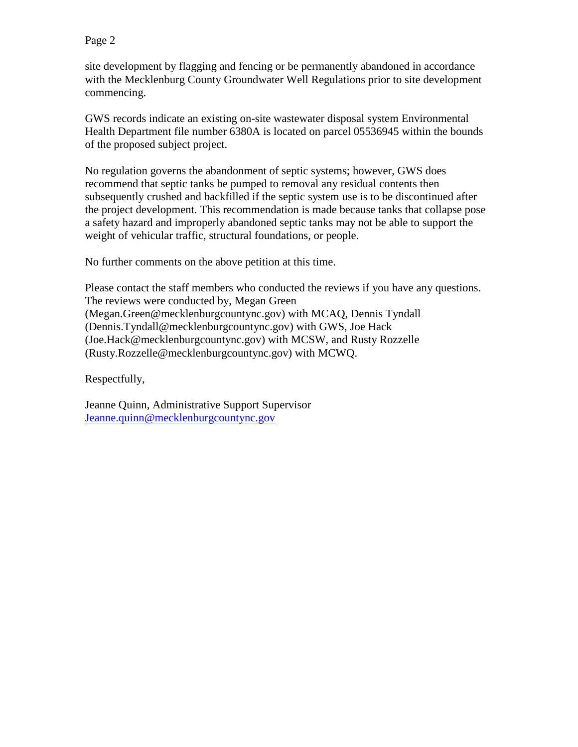site development by flagging and fencing or be permanently abandoned in accordance with the Mecklenburg County Groundwater Well Regulations prior to site development commencing.

GWS records indicate an existing on-site wastewater disposal system Environmental Health Department file number 6380A is located on parcel 05536945 within the bounds of the proposed subject project.

No regulation governs the abandonment of septic systems; however, GWS does recommend that septic tanks be pumped to removal any residual contents then subsequently crushed and backfilled if the septic system use is to be discontinued after the project development. This recommendation is made because tanks that collapse pose a safety hazard and improperly abandoned septic tanks may not be able to support the weight of vehicular traffic, structural foundations, or people.

No further comments on the above petition at this time.

Please contact the staff members who conducted the reviews if you have any questions. The reviews were conducted by, Megan Green (Megan.Green@mecklenburgcountync.gov) with MCAQ, Dennis Tyndall (Dennis.Tyndall@mecklenburgcountync.gov) with GWS, Joe Hack (Joe.Hack@mecklenburgcountync.gov) with MCSW, and Rusty Rozzelle (Rusty.Rozzelle@mecklenburgcountync.gov) with MCWQ.

Respectfully,

Jeanne Quinn, Administrative Support Supervisor
Jeanne.quinn@mecklenburgcountync.gov